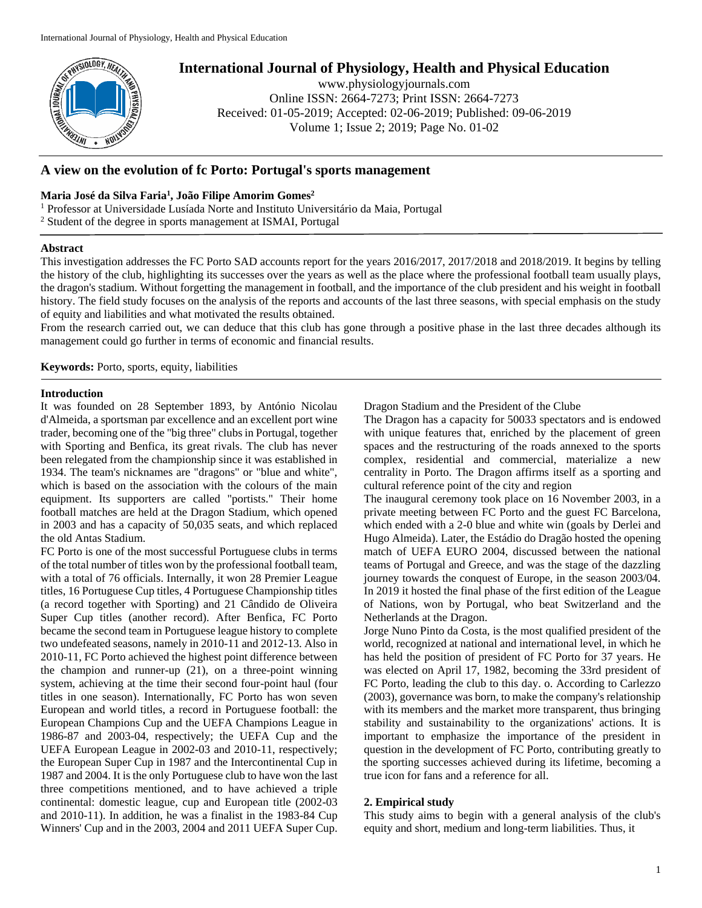# International Journal of Physiology, Health and Physical Education

www.physiologyjournals.com
Online ISSN: 2664-7273; Print ISSN: 2664-7273
Received: 01-05-2019; Accepted: 02-06-2019; Published: 09-06-2019
Volume 1; Issue 2; 2019; Page No. 01-02

## A view on the evolution of fc Porto: Portugal's sports management

**Maria José da Silva Faria[1], João Filipe Amorim Gomes[2]**

[1] Professor at Universidade Lusíada Norte and Instituto Universitário da Maia, Portugal
[2] Student of the degree in sports management at ISMAI, Portugal

### Abstract

This investigation addresses the FC Porto SAD accounts report for the years 2016/2017, 2017/2018 and 2018/2019. It begins by telling the history of the club, highlighting its successes over the years as well as the place where the professional football team usually plays, the dragon's stadium. Without forgetting the management in football, and the importance of the club president and his weight in football history. The field study focuses on the analysis of the reports and accounts of the last three seasons, with special emphasis on the study of equity and liabilities and what motivated the results obtained.

From the research carried out, we can deduce that this club has gone through a positive phase in the last three decades although its management could go further in terms of economic and financial results.

**Keywords:** Porto, sports, equity, liabilities

### Introduction

It was founded on 28 September 1893, by António Nicolau d'Almeida, a sportsman par excellence and an excellent port wine trader, becoming one of the "big three" clubs in Portugal, together with Sporting and Benfica, its great rivals. The club has never been relegated from the championship since it was established in 1934. The team's nicknames are "dragons" or "blue and white", which is based on the association with the colours of the main equipment. Its supporters are called "portists." Their home football matches are held at the Dragon Stadium, which opened in 2003 and has a capacity of 50,035 seats, and which replaced the old Antas Stadium.

FC Porto is one of the most successful Portuguese clubs in terms of the total number of titles won by the professional football team, with a total of 76 officials. Internally, it won 28 Premier League titles, 16 Portuguese Cup titles, 4 Portuguese Championship titles (a record together with Sporting) and 21 Cândido de Oliveira Super Cup titles (another record). After Benfica, FC Porto became the second team in Portuguese league history to complete two undefeated seasons, namely in 2010-11 and 2012-13. Also in 2010-11, FC Porto achieved the highest point difference between the champion and runner-up (21), on a three-point winning system, achieving at the time their second four-point haul (four titles in one season). Internationally, FC Porto has won seven European and world titles, a record in Portuguese football: the European Champions Cup and the UEFA Champions League in 1986-87 and 2003-04, respectively; the UEFA Cup and the UEFA European League in 2002-03 and 2010-11, respectively; the European Super Cup in 1987 and the Intercontinental Cup in 1987 and 2004. It is the only Portuguese club to have won the last three competitions mentioned, and to have achieved a triple continental: domestic league, cup and European title (2002-03 and 2010-11). In addition, he was a finalist in the 1983-84 Cup Winners' Cup and in the 2003, 2004 and 2011 UEFA Super Cup.

Dragon Stadium and the President of the Clube

The Dragon has a capacity for 50033 spectators and is endowed with unique features that, enriched by the placement of green spaces and the restructuring of the roads annexed to the sports complex, residential and commercial, materialize a new centrality in Porto. The Dragon affirms itself as a sporting and cultural reference point of the city and region

The inaugural ceremony took place on 16 November 2003, in a private meeting between FC Porto and the guest FC Barcelona, which ended with a 2-0 blue and white win (goals by Derlei and Hugo Almeida). Later, the Estádio do Dragão hosted the opening match of UEFA EURO 2004, discussed between the national teams of Portugal and Greece, and was the stage of the dazzling journey towards the conquest of Europe, in the season 2003/04. In 2019 it hosted the final phase of the first edition of the League of Nations, won by Portugal, who beat Switzerland and the Netherlands at the Dragon.

Jorge Nuno Pinto da Costa, is the most qualified president of the world, recognized at national and international level, in which he has held the position of president of FC Porto for 37 years. He was elected on April 17, 1982, becoming the 33rd president of FC Porto, leading the club to this day. o. According to Carlezzo (2003), governance was born, to make the company's relationship with its members and the market more transparent, thus bringing stability and sustainability to the organizations' actions. It is important to emphasize the importance of the president in question in the development of FC Porto, contributing greatly to the sporting successes achieved during its lifetime, becoming a true icon for fans and a reference for all.

### 2. Empirical study

This study aims to begin with a general analysis of the club's equity and short, medium and long-term liabilities. Thus, it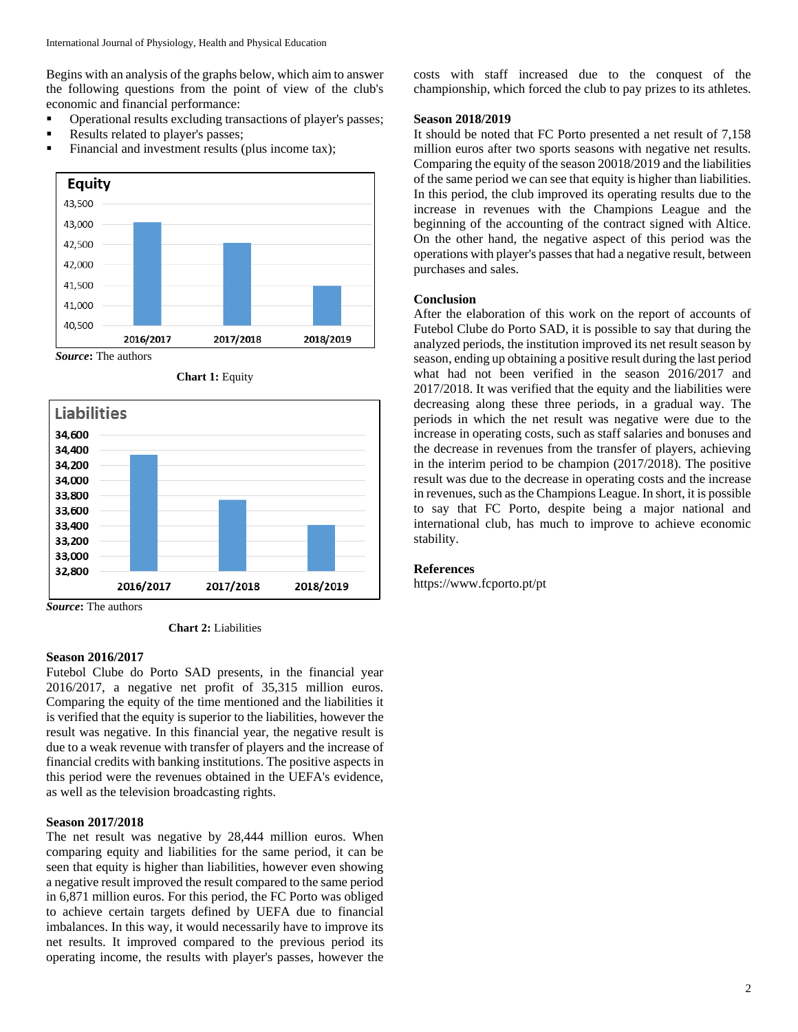Begins with an analysis of the graphs below, which aim to answer the following questions from the point of view of the club's economic and financial performance:

- Operational results excluding transactions of player's passes;
- Results related to player's passes;
- Financial and investment results (plus income tax);

Equity

43,500
43,000
42,500
42,000
41,500
41,000
40,500

2016/2017
2017/2018
2018/2019

***Source*:** The authors

**Chart 1:** Equity

Liabilities

34,600
34,400
34,200
34,000
33,800
33,600
33,400
33,200
33,000
32,800

2016/2017
2017/2018
2018/2019

***Source*:** The authors

**Chart 2:** Liabilities

**Season 2016/2017**

Futebol Clube do Porto SAD presents, in the financial year 2016/2017, a negative net profit of 35,315 million euros. Comparing the equity of the time mentioned and the liabilities it is verified that the equity is superior to the liabilities, however the result was negative. In this financial year, the negative result is due to a weak revenue with transfer of players and the increase of financial credits with banking institutions. The positive aspects in this period were the revenues obtained in the UEFA's evidence, as well as the television broadcasting rights.

**Season 2017/2018**

The net result was negative by 28,444 million euros. When comparing equity and liabilities for the same period, it can be seen that equity is higher than liabilities, however even showing a negative result improved the result compared to the same period in 6,871 million euros. For this period, the FC Porto was obliged to achieve certain targets defined by UEFA due to financial imbalances. In this way, it would necessarily have to improve its net results. It improved compared to the previous period its operating income, the results with player's passes, however the costs with staff increased due to the conquest of the championship, which forced the club to pay prizes to its athletes.

**Season 2018/2019**

It should be noted that FC Porto presented a net result of 7,158 million euros after two sports seasons with negative net results. Comparing the equity of the season 20018/2019 and the liabilities of the same period we can see that equity is higher than liabilities. In this period, the club improved its operating results due to the increase in revenues with the Champions League and the beginning of the accounting of the contract signed with Altice. On the other hand, the negative aspect of this period was the operations with player's passes that had a negative result, between purchases and sales.

**Conclusion**

After the elaboration of this work on the report of accounts of Futebol Clube do Porto SAD, it is possible to say that during the analyzed periods, the institution improved its net result season by season, ending up obtaining a positive result during the last period what had not been verified in the season 2016/2017 and 2017/2018. It was verified that the equity and the liabilities were decreasing along these three periods, in a gradual way. The periods in which the net result was negative were due to the increase in operating costs, such as staff salaries and bonuses and the decrease in revenues from the transfer of players, achieving in the interim period to be champion (2017/2018). The positive result was due to the decrease in operating costs and the increase in revenues, such as the Champions League. In short, it is possible to say that FC Porto, despite being a major national and international club, has much to improve to achieve economic stability.

**References**

https://www.fcporto.pt/pt